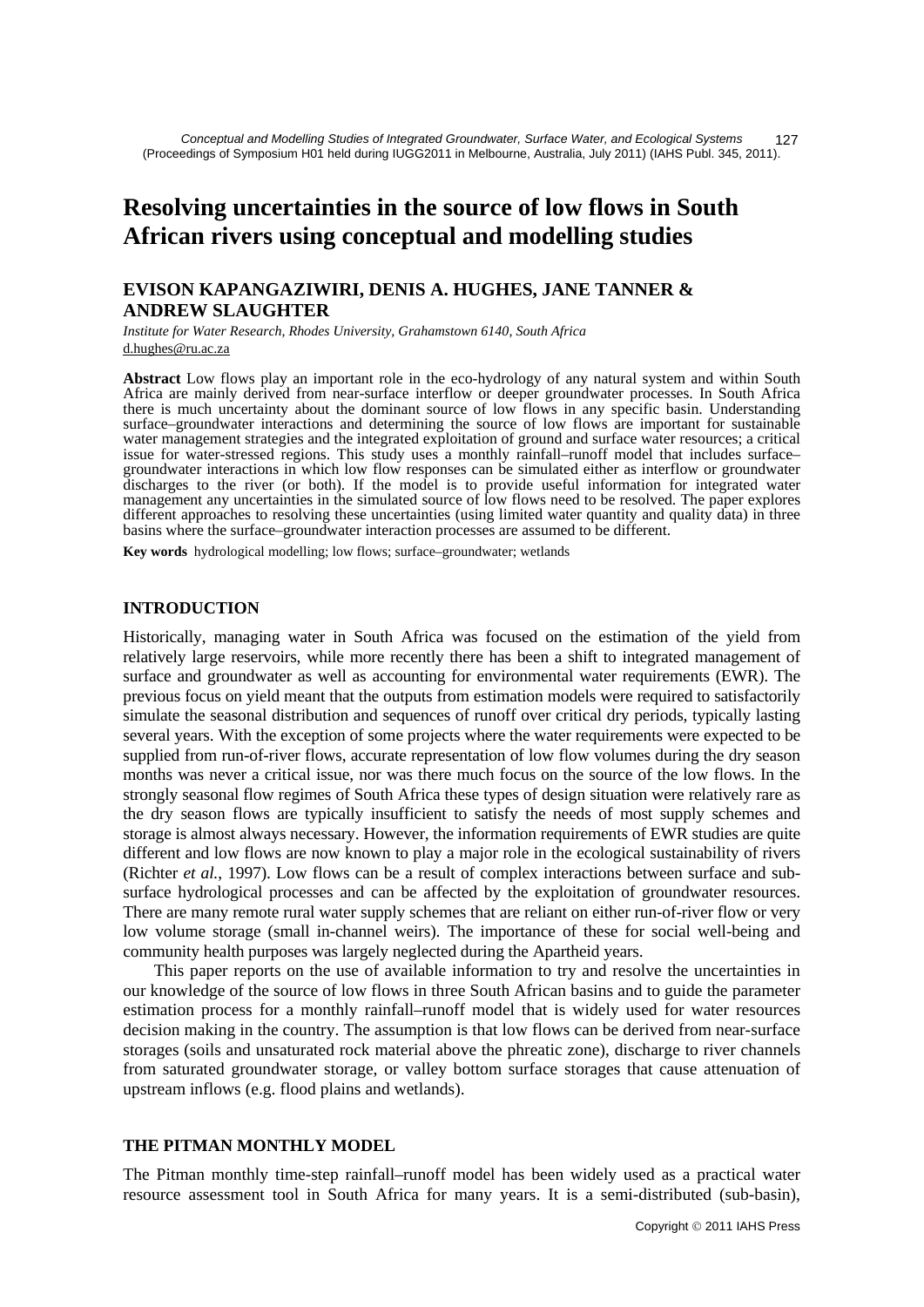# Resolving uncertainties in the source of low flows in South African rivers using conceptual and modelling studies

**EVISON KAPANGAZIWIRI, DENIS A. HUGHES, JANE TANNER & ANDREW SLAUGHTER**

*Institute for Water Research, Rhodes University, Grahamstown 6140, South Africa*
d.hughes@ru.ac.za

**Abstract** Low flows play an important role in the eco-hydrology of any natural system and within South Africa are mainly derived from near-surface interflow or deeper groundwater processes. In South Africa there is much uncertainty about the dominant source of low flows in any specific basin. Understanding surface–groundwater interactions and determining the source of low flows are important for sustainable water management strategies and the integrated exploitation of ground and surface water resources; a critical issue for water-stressed regions. This study uses a monthly rainfall–runoff model that includes surface–groundwater interactions in which low flow responses can be simulated either as interflow or groundwater discharges to the river (or both). If the model is to provide useful information for integrated water management any uncertainties in the simulated source of low flows need to be resolved. The paper explores different approaches to resolving these uncertainties (using limited water quantity and quality data) in three basins where the surface–groundwater interaction processes are assumed to be different.

**Key words** hydrological modelling; low flows; surface–groundwater; wetlands

## INTRODUCTION

Historically, managing water in South Africa was focused on the estimation of the yield from relatively large reservoirs, while more recently there has been a shift to integrated management of surface and groundwater as well as accounting for environmental water requirements (EWR). The previous focus on yield meant that the outputs from estimation models were required to satisfactorily simulate the seasonal distribution and sequences of runoff over critical dry periods, typically lasting several years. With the exception of some projects where the water requirements were expected to be supplied from run-of-river flows, accurate representation of low flow volumes during the dry season months was never a critical issue, nor was there much focus on the source of the low flows. In the strongly seasonal flow regimes of South Africa these types of design situation were relatively rare as the dry season flows are typically insufficient to satisfy the needs of most supply schemes and storage is almost always necessary. However, the information requirements of EWR studies are quite different and low flows are now known to play a major role in the ecological sustainability of rivers (Richter *et al.*, 1997). Low flows can be a result of complex interactions between surface and sub-surface hydrological processes and can be affected by the exploitation of groundwater resources. There are many remote rural water supply schemes that are reliant on either run-of-river flow or very low volume storage (small in-channel weirs). The importance of these for social well-being and community health purposes was largely neglected during the Apartheid years.

This paper reports on the use of available information to try and resolve the uncertainties in our knowledge of the source of low flows in three South African basins and to guide the parameter estimation process for a monthly rainfall–runoff model that is widely used for water resources decision making in the country. The assumption is that low flows can be derived from near-surface storages (soils and unsaturated rock material above the phreatic zone), discharge to river channels from saturated groundwater storage, or valley bottom surface storages that cause attenuation of upstream inflows (e.g. flood plains and wetlands).

## THE PITMAN MONTHLY MODEL

The Pitman monthly time-step rainfall–runoff model has been widely used as a practical water resource assessment tool in South Africa for many years. It is a semi-distributed (sub-basin),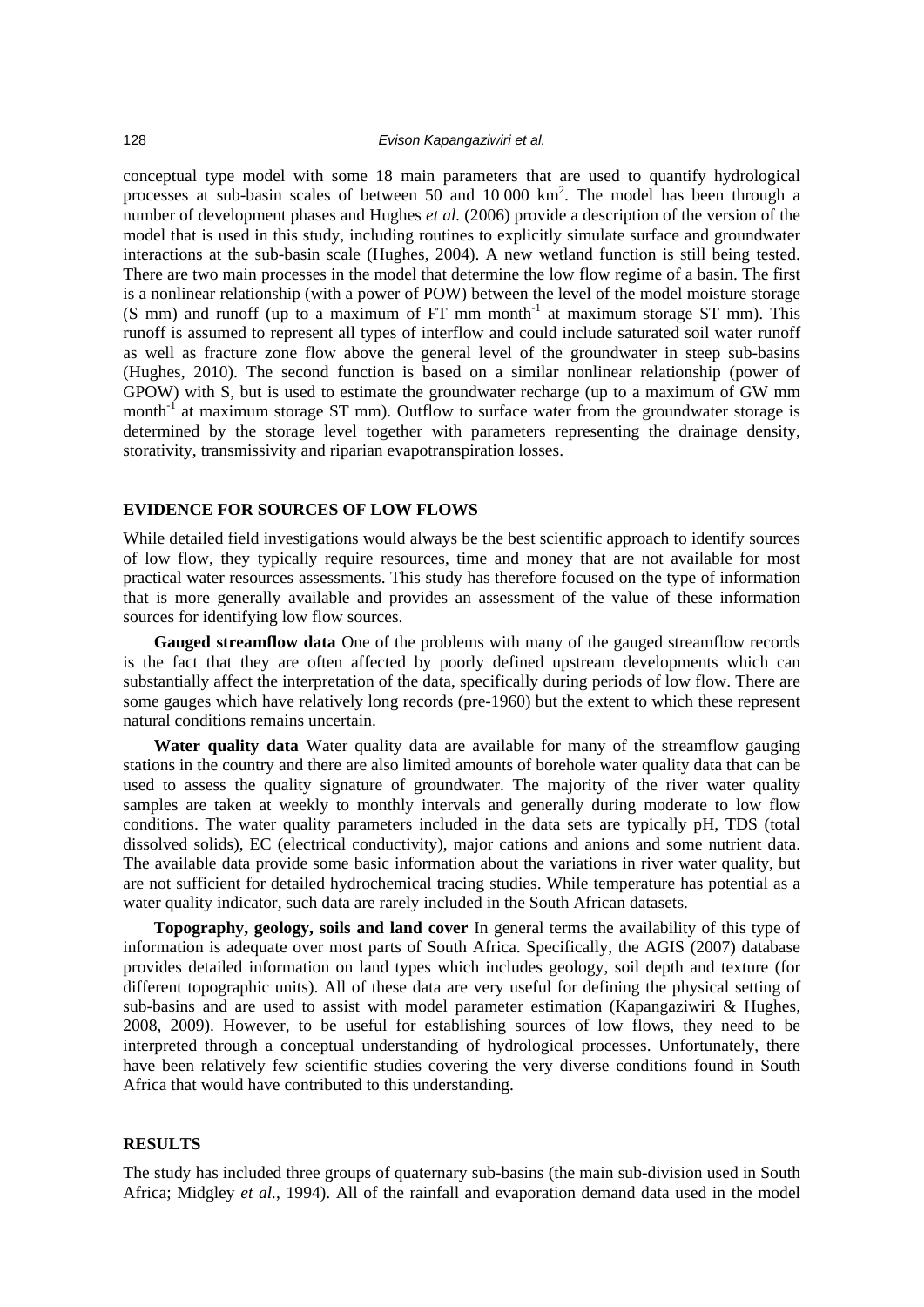conceptual type model with some 18 main parameters that are used to quantify hydrological processes at sub-basin scales of between 50 and 10 000 km$^2$. The model has been through a number of development phases and Hughes *et al.* (2006) provide a description of the version of the model that is used in this study, including routines to explicitly simulate surface and groundwater interactions at the sub-basin scale (Hughes, 2004). A new wetland function is still being tested. There are two main processes in the model that determine the low flow regime of a basin. The first is a nonlinear relationship (with a power of POW) between the level of the model moisture storage (S mm) and runoff (up to a maximum of FT mm month$^{-1}$ at maximum storage ST mm). This runoff is assumed to represent all types of interflow and could include saturated soil water runoff as well as fracture zone flow above the general level of the groundwater in steep sub-basins (Hughes, 2010). The second function is based on a similar nonlinear relationship (power of GPOW) with S, but is used to estimate the groundwater recharge (up to a maximum of GW mm month$^{-1}$ at maximum storage ST mm). Outflow to surface water from the groundwater storage is determined by the storage level together with parameters representing the drainage density, storativity, transmissivity and riparian evapotranspiration losses.

## EVIDENCE FOR SOURCES OF LOW FLOWS

While detailed field investigations would always be the best scientific approach to identify sources of low flow, they typically require resources, time and money that are not available for most practical water resources assessments. This study has therefore focused on the type of information that is more generally available and provides an assessment of the value of these information sources for identifying low flow sources.

**Gauged streamflow data** One of the problems with many of the gauged streamflow records is the fact that they are often affected by poorly defined upstream developments which can substantially affect the interpretation of the data, specifically during periods of low flow. There are some gauges which have relatively long records (pre-1960) but the extent to which these represent natural conditions remains uncertain.

**Water quality data** Water quality data are available for many of the streamflow gauging stations in the country and there are also limited amounts of borehole water quality data that can be used to assess the quality signature of groundwater. The majority of the river water quality samples are taken at weekly to monthly intervals and generally during moderate to low flow conditions. The water quality parameters included in the data sets are typically pH, TDS (total dissolved solids), EC (electrical conductivity), major cations and anions and some nutrient data. The available data provide some basic information about the variations in river water quality, but are not sufficient for detailed hydrochemical tracing studies. While temperature has potential as a water quality indicator, such data are rarely included in the South African datasets.

**Topography, geology, soils and land cover** In general terms the availability of this type of information is adequate over most parts of South Africa. Specifically, the AGIS (2007) database provides detailed information on land types which includes geology, soil depth and texture (for different topographic units). All of these data are very useful for defining the physical setting of sub-basins and are used to assist with model parameter estimation (Kapangaziwiri & Hughes, 2008, 2009). However, to be useful for establishing sources of low flows, they need to be interpreted through a conceptual understanding of hydrological processes. Unfortunately, there have been relatively few scientific studies covering the very diverse conditions found in South Africa that would have contributed to this understanding.

## RESULTS

The study has included three groups of quaternary sub-basins (the main sub-division used in South Africa; Midgley *et al.*, 1994). All of the rainfall and evaporation demand data used in the model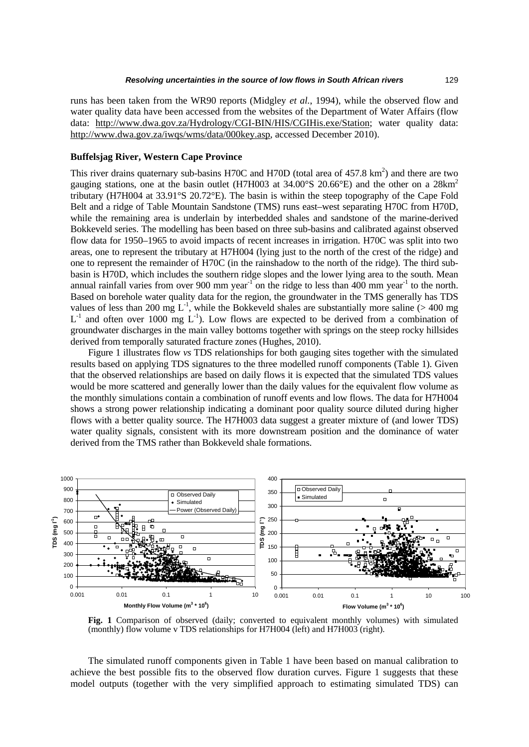runs has been taken from the WR90 reports (Midgley *et al.*, 1994), while the observed flow and water quality data have been accessed from the websites of the Department of Water Affairs (flow data: http://www.dwa.gov.za/Hydrology/CGI-BIN/HIS/CGIHis.exe/Station; water quality data: http://www.dwa.gov.za/iwqs/wms/data/000key.asp, accessed December 2010).

### Buffelsjag River, Western Cape Province

This river drains quaternary sub-basins H70C and H70D (total area of 457.8 $km^2$) and there are two gauging stations, one at the basin outlet (H7H003 at 34.00°S 20.66°E) and the other on a 28$km^2$ tributary (H7H004 at 33.91°S 20.72°E). The basin is within the steep topography of the Cape Fold Belt and a ridge of Table Mountain Sandstone (TMS) runs east–west separating H70C from H70D, while the remaining area is underlain by interbedded shales and sandstone of the marine-derived Bokkeveld series. The modelling has been based on three sub-basins and calibrated against observed flow data for 1950–1965 to avoid impacts of recent increases in irrigation. H70C was split into two areas, one to represent the tributary at H7H004 (lying just to the north of the crest of the ridge) and one to represent the remainder of H70C (in the rainshadow to the north of the ridge). The third sub-basin is H70D, which includes the southern ridge slopes and the lower lying area to the south. Mean annual rainfall varies from over 900 mm $year^{-1}$ on the ridge to less than 400 mm $year^{-1}$ to the north. Based on borehole water quality data for the region, the groundwater in the TMS generally has TDS values of less than 200 mg $L^{-1}$, while the Bokkeveld shales are substantially more saline (> 400 mg $L^{-1}$ and often over 1000 mg $L^{-1}$). Low flows are expected to be derived from a combination of groundwater discharges in the main valley bottoms together with springs on the steep rocky hillsides derived from temporally saturated fracture zones (Hughes, 2010).

Figure 1 illustrates flow *vs* TDS relationships for both gauging sites together with the simulated results based on applying TDS signatures to the three modelled runoff components (Table 1). Given that the observed relationships are based on daily flows it is expected that the simulated TDS values would be more scattered and generally lower than the daily values for the equivalent flow volume as the monthly simulations contain a combination of runoff events and low flows. The data for H7H004 shows a strong power relationship indicating a dominant poor quality source diluted during higher flows with a better quality source. The H7H003 data suggest a greater mixture of (and lower TDS) water quality signals, consistent with its more downstream position and the dominance of water derived from the TMS rather than Bokkeveld shale formations.

**Fig. 1** Comparison of observed (daily; converted to equivalent monthly volumes) with simulated (monthly) flow volume v TDS relationships for H7H004 (left) and H7H003 (right).

The simulated runoff components given in Table 1 have been based on manual calibration to achieve the best possible fits to the observed flow duration curves. Figure 1 suggests that these model outputs (together with the very simplified approach to estimating simulated TDS) can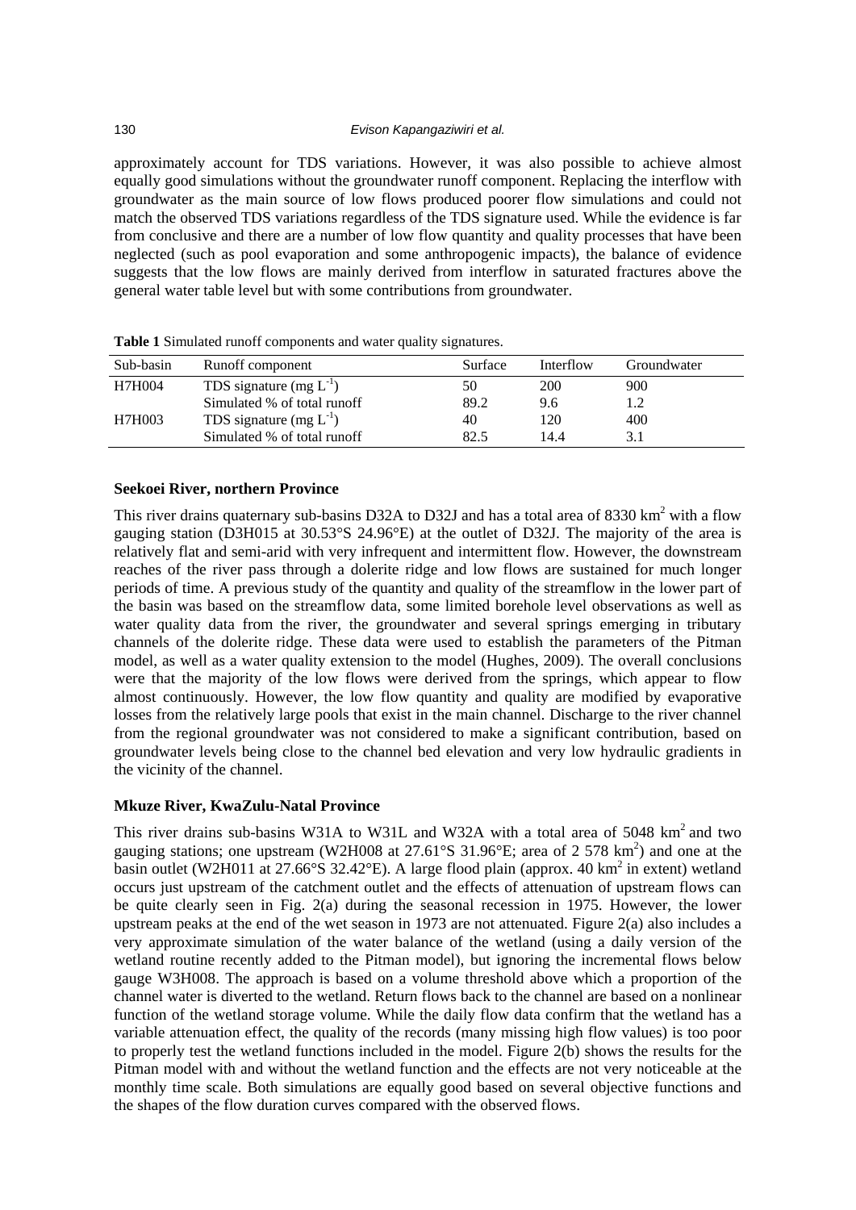approximately account for TDS variations. However, it was also possible to achieve almost equally good simulations without the groundwater runoff component. Replacing the interflow with groundwater as the main source of low flows produced poorer flow simulations and could not match the observed TDS variations regardless of the TDS signature used. While the evidence is far from conclusive and there are a number of low flow quantity and quality processes that have been neglected (such as pool evaporation and some anthropogenic impacts), the balance of evidence suggests that the low flows are mainly derived from interflow in saturated fractures above the general water table level but with some contributions from groundwater.

**Table 1** Simulated runoff components and water quality signatures.

| Sub-basin | Runoff component | Surface | Interflow | Groundwater |
|---|---|---|---|---|
| H7H004 | TDS signature (mg $L^{-1}$) | 50 | 200 | 900 |
| | Simulated % of total runoff | 89.2 | 9.6 | 1.2 |
| H7H003 | TDS signature (mg $L^{-1}$) | 40 | 120 | 400 |
| | Simulated % of total runoff | 82.5 | 14.4 | 3.1 |

### Seekoei River, northern Province

This river drains quaternary sub-basins D32A to D32J and has a total area of 8330 km$^2$ with a flow gauging station (D3H015 at 30.53°S 24.96°E) at the outlet of D32J. The majority of the area is relatively flat and semi-arid with very infrequent and intermittent flow. However, the downstream reaches of the river pass through a dolerite ridge and low flows are sustained for much longer periods of time. A previous study of the quantity and quality of the streamflow in the lower part of the basin was based on the streamflow data, some limited borehole level observations as well as water quality data from the river, the groundwater and several springs emerging in tributary channels of the dolerite ridge. These data were used to establish the parameters of the Pitman model, as well as a water quality extension to the model (Hughes, 2009). The overall conclusions were that the majority of the low flows were derived from the springs, which appear to flow almost continuously. However, the low flow quantity and quality are modified by evaporative losses from the relatively large pools that exist in the main channel. Discharge to the river channel from the regional groundwater was not considered to make a significant contribution, based on groundwater levels being close to the channel bed elevation and very low hydraulic gradients in the vicinity of the channel.

### Mkuze River, KwaZulu-Natal Province

This river drains sub-basins W31A to W31L and W32A with a total area of 5048 km$^2$ and two gauging stations; one upstream (W2H008 at 27.61°S 31.96°E; area of 2 578 km$^2$) and one at the basin outlet (W2H011 at 27.66°S 32.42°E). A large flood plain (approx. 40 km$^2$ in extent) wetland occurs just upstream of the catchment outlet and the effects of attenuation of upstream flows can be quite clearly seen in Fig. 2(a) during the seasonal recession in 1975. However, the lower upstream peaks at the end of the wet season in 1973 are not attenuated. Figure 2(a) also includes a very approximate simulation of the water balance of the wetland (using a daily version of the wetland routine recently added to the Pitman model), but ignoring the incremental flows below gauge W3H008. The approach is based on a volume threshold above which a proportion of the channel water is diverted to the wetland. Return flows back to the channel are based on a nonlinear function of the wetland storage volume. While the daily flow data confirm that the wetland has a variable attenuation effect, the quality of the records (many missing high flow values) is too poor to properly test the wetland functions included in the model. Figure 2(b) shows the results for the Pitman model with and without the wetland function and the effects are not very noticeable at the monthly time scale. Both simulations are equally good based on several objective functions and the shapes of the flow duration curves compared with the observed flows.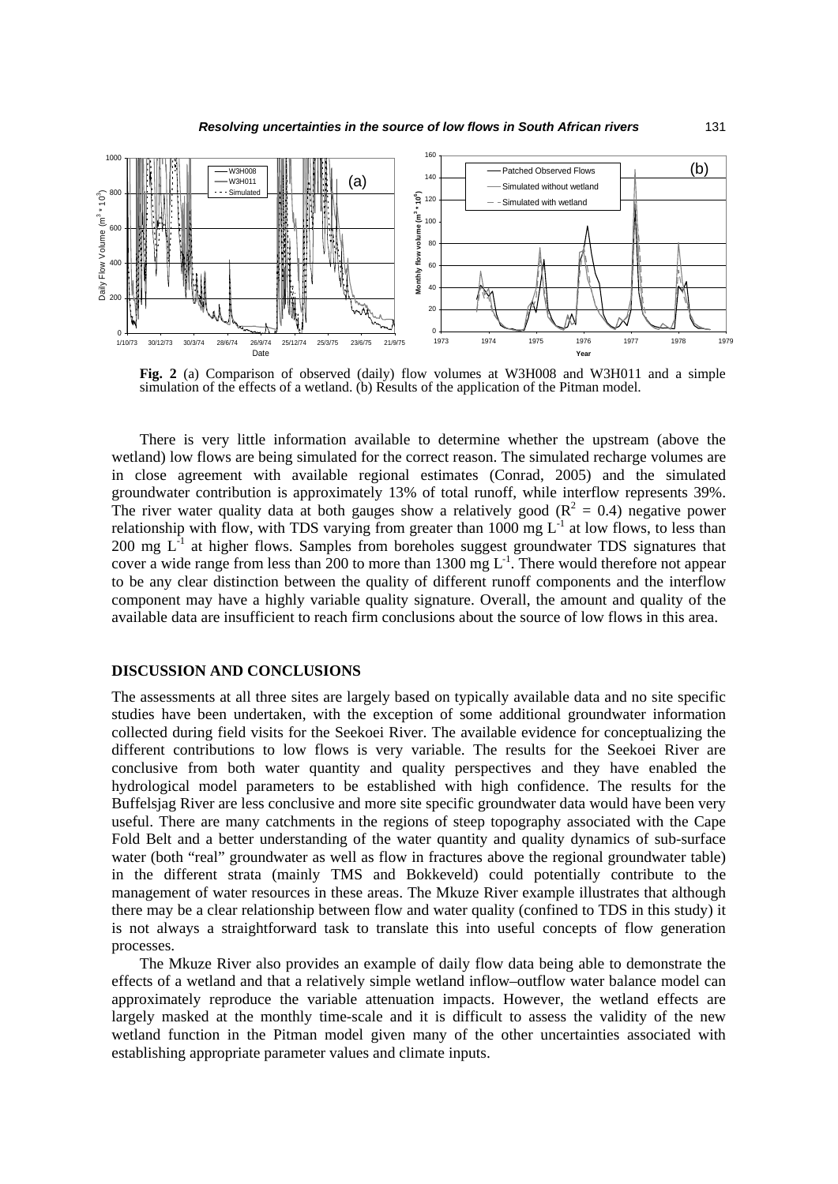**Fig. 2** (a) Comparison of observed (daily) flow volumes at W3H008 and W3H011 and a simple simulation of the effects of a wetland. (b) Results of the application of the Pitman model.

There is very little information available to determine whether the upstream (above the wetland) low flows are being simulated for the correct reason. The simulated recharge volumes are in close agreement with available regional estimates (Conrad, 2005) and the simulated groundwater contribution is approximately 13% of total runoff, while interflow represents 39%. The river water quality data at both gauges show a relatively good ($R^2 = 0.4$) negative power relationship with flow, with TDS varying from greater than 1000 mg $L^{-1}$ at low flows, to less than 200 mg $L^{-1}$ at higher flows. Samples from boreholes suggest groundwater TDS signatures that cover a wide range from less than 200 to more than 1300 mg $L^{-1}$. There would therefore not appear to be any clear distinction between the quality of different runoff components and the interflow component may have a highly variable quality signature. Overall, the amount and quality of the available data are insufficient to reach firm conclusions about the source of low flows in this area.

## DISCUSSION AND CONCLUSIONS

The assessments at all three sites are largely based on typically available data and no site specific studies have been undertaken, with the exception of some additional groundwater information collected during field visits for the Seekoei River. The available evidence for conceptualizing the different contributions to low flows is very variable. The results for the Seekoei River are conclusive from both water quantity and quality perspectives and they have enabled the hydrological model parameters to be established with high confidence. The results for the Buffelsjag River are less conclusive and more site specific groundwater data would have been very useful. There are many catchments in the regions of steep topography associated with the Cape Fold Belt and a better understanding of the water quantity and quality dynamics of sub-surface water (both "real" groundwater as well as flow in fractures above the regional groundwater table) in the different strata (mainly TMS and Bokkeveld) could potentially contribute to the management of water resources in these areas. The Mkuze River example illustrates that although there may be a clear relationship between flow and water quality (confined to TDS in this study) it is not always a straightforward task to translate this into useful concepts of flow generation processes.

The Mkuze River also provides an example of daily flow data being able to demonstrate the effects of a wetland and that a relatively simple wetland inflow–outflow water balance model can approximately reproduce the variable attenuation impacts. However, the wetland effects are largely masked at the monthly time-scale and it is difficult to assess the validity of the new wetland function in the Pitman model given many of the other uncertainties associated with establishing appropriate parameter values and climate inputs.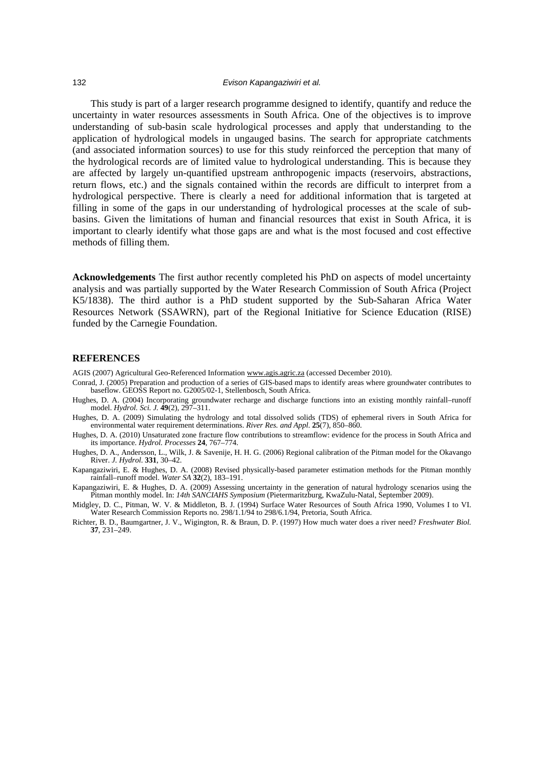This study is part of a larger research programme designed to identify, quantify and reduce the uncertainty in water resources assessments in South Africa. One of the objectives is to improve understanding of sub-basin scale hydrological processes and apply that understanding to the application of hydrological models in ungauged basins. The search for appropriate catchments (and associated information sources) to use for this study reinforced the perception that many of the hydrological records are of limited value to hydrological understanding. This is because they are affected by largely un-quantified upstream anthropogenic impacts (reservoirs, abstractions, return flows, etc.) and the signals contained within the records are difficult to interpret from a hydrological perspective. There is clearly a need for additional information that is targeted at filling in some of the gaps in our understanding of hydrological processes at the scale of sub-basins. Given the limitations of human and financial resources that exist in South Africa, it is important to clearly identify what those gaps are and what is the most focused and cost effective methods of filling them.

**Acknowledgements** The first author recently completed his PhD on aspects of model uncertainty analysis and was partially supported by the Water Research Commission of South Africa (Project K5/1838). The third author is a PhD student supported by the Sub-Saharan Africa Water Resources Network (SSAWRN), part of the Regional Initiative for Science Education (RISE) funded by the Carnegie Foundation.

## REFERENCES

AGIS (2007) Agricultural Geo-Referenced Information www.agis.agric.za (accessed December 2010).

Conrad, J. (2005) Preparation and production of a series of GIS-based maps to identify areas where groundwater contributes to baseflow. GEOSS Report no. G2005/02-1, Stellenbosch, South Africa.

Hughes, D. A. (2004) Incorporating groundwater recharge and discharge functions into an existing monthly rainfall–runoff model. *Hydrol. Sci. J.* **49**(2), 297–311.

Hughes, D. A. (2009) Simulating the hydrology and total dissolved solids (TDS) of ephemeral rivers in South Africa for environmental water requirement determinations. *River Res. and Appl.* **25**(7), 850–860.

Hughes, D. A. (2010) Unsaturated zone fracture flow contributions to streamflow: evidence for the process in South Africa and its importance. *Hydrol. Processes* **24**, 767–774.

Hughes, D. A., Andersson, L., Wilk, J. & Savenije, H. H. G. (2006) Regional calibration of the Pitman model for the Okavango River. *J. Hydrol.* **331**, 30–42.

Kapangaziwiri, E. & Hughes, D. A. (2008) Revised physically-based parameter estimation methods for the Pitman monthly rainfall–runoff model. *Water SA* **32**(2), 183–191.

Kapangaziwiri, E. & Hughes, D. A. (2009) Assessing uncertainty in the generation of natural hydrology scenarios using the Pitman monthly model. In: *14th SANCIAHS Symposium* (Pietermaritzburg, KwaZulu-Natal, September 2009).

Midgley, D. C., Pitman, W. V. & Middleton, B. J. (1994) Surface Water Resources of South Africa 1990, Volumes I to VI. Water Research Commission Reports no. 298/1.1/94 to 298/6.1/94, Pretoria, South Africa.

Richter, B. D., Baumgartner, J. V., Wigington, R. & Braun, D. P. (1997) How much water does a river need? *Freshwater Biol.* **37**, 231–249.